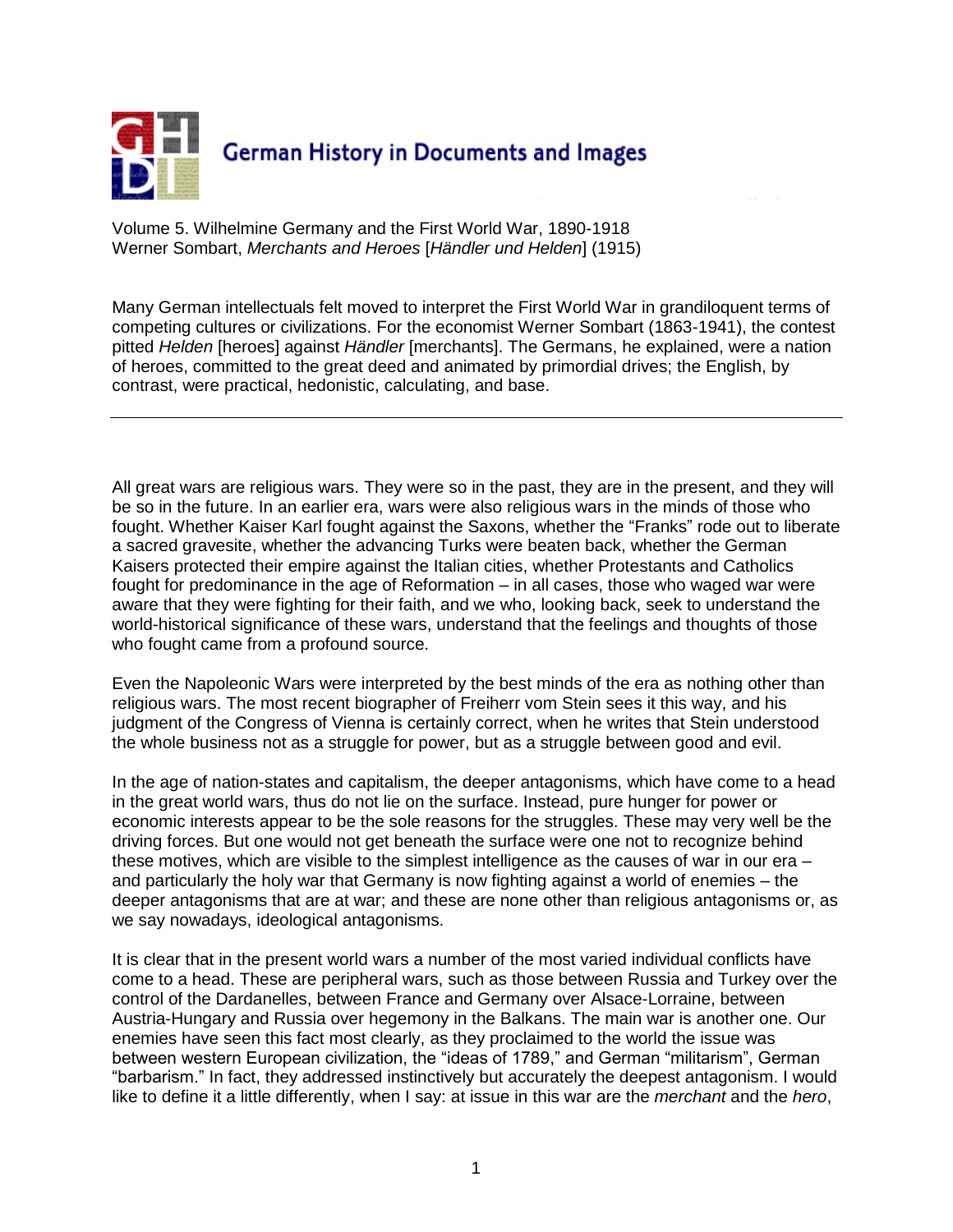# German History in Documents and Images

Volume 5. Wilhelmine Germany and the First World War, 1890-1918
Werner Sombart, *Merchants and Heroes* [*Händler und Helden*] (1915)

Many German intellectuals felt moved to interpret the First World War in grandiloquent terms of competing cultures or civilizations. For the economist Werner Sombart (1863-1941), the contest pitted *Helden* [heroes] against *Händler* [merchants]. The Germans, he explained, were a nation of heroes, committed to the great deed and animated by primordial drives; the English, by contrast, were practical, hedonistic, calculating, and base.

---

All great wars are religious wars. They were so in the past, they are in the present, and they will be so in the future. In an earlier era, wars were also religious wars in the minds of those who fought. Whether Kaiser Karl fought against the Saxons, whether the "Franks" rode out to liberate a sacred gravesite, whether the advancing Turks were beaten back, whether the German Kaisers protected their empire against the Italian cities, whether Protestants and Catholics fought for predominance in the age of Reformation – in all cases, those who waged war were aware that they were fighting for their faith, and we who, looking back, seek to understand the world-historical significance of these wars, understand that the feelings and thoughts of those who fought came from a profound source.

Even the Napoleonic Wars were interpreted by the best minds of the era as nothing other than religious wars. The most recent biographer of Freiherr vom Stein sees it this way, and his judgment of the Congress of Vienna is certainly correct, when he writes that Stein understood the whole business not as a struggle for power, but as a struggle between good and evil.

In the age of nation-states and capitalism, the deeper antagonisms, which have come to a head in the great world wars, thus do not lie on the surface. Instead, pure hunger for power or economic interests appear to be the sole reasons for the struggles. These may very well be the driving forces. But one would not get beneath the surface were one not to recognize behind these motives, which are visible to the simplest intelligence as the causes of war in our era – and particularly the holy war that Germany is now fighting against a world of enemies – the deeper antagonisms that are at war; and these are none other than religious antagonisms or, as we say nowadays, ideological antagonisms.

It is clear that in the present world wars a number of the most varied individual conflicts have come to a head. These are peripheral wars, such as those between Russia and Turkey over the control of the Dardanelles, between France and Germany over Alsace-Lorraine, between Austria-Hungary and Russia over hegemony in the Balkans. The main war is another one. Our enemies have seen this fact most clearly, as they proclaimed to the world the issue was between western European civilization, the "ideas of 1789," and German "militarism", German "barbarism." In fact, they addressed instinctively but accurately the deepest antagonism. I would like to define it a little differently, when I say: at issue in this war are the *merchant* and the *hero*,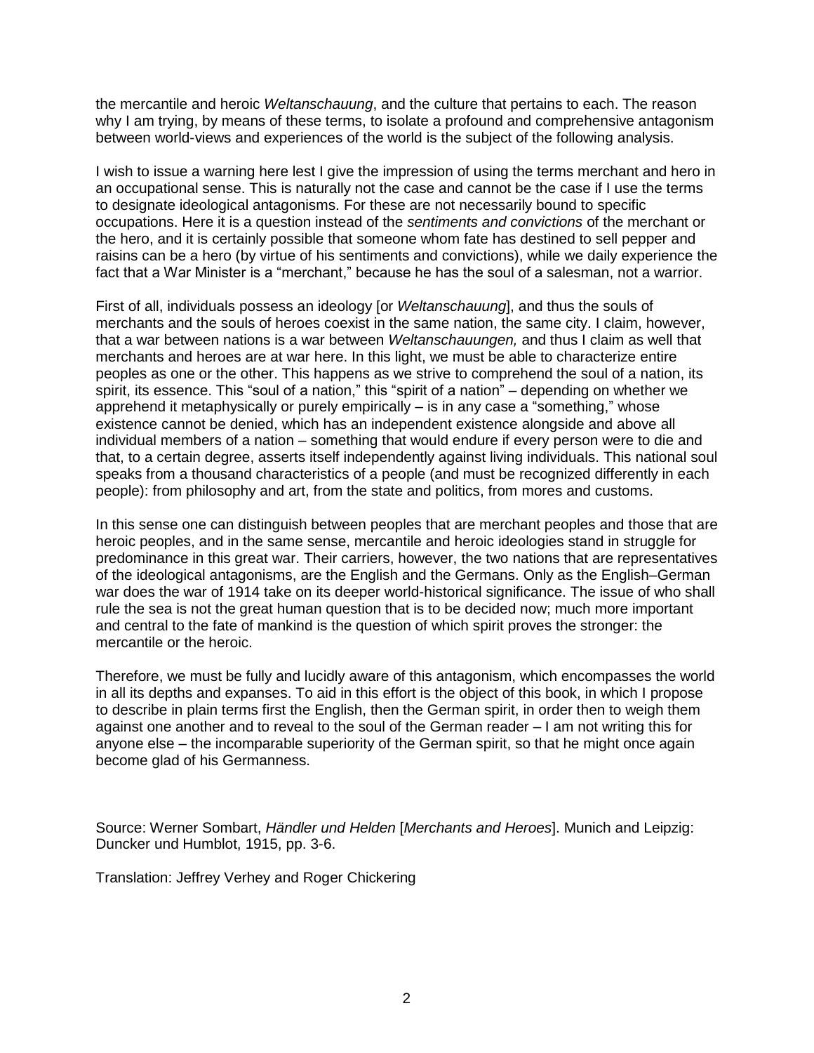the mercantile and heroic *Weltanschauung*, and the culture that pertains to each. The reason why I am trying, by means of these terms, to isolate a profound and comprehensive antagonism between world-views and experiences of the world is the subject of the following analysis.

I wish to issue a warning here lest I give the impression of using the terms merchant and hero in an occupational sense. This is naturally not the case and cannot be the case if I use the terms to designate ideological antagonisms. For these are not necessarily bound to specific occupations. Here it is a question instead of the *sentiments and convictions* of the merchant or the hero, and it is certainly possible that someone whom fate has destined to sell pepper and raisins can be a hero (by virtue of his sentiments and convictions), while we daily experience the fact that a War Minister is a "merchant," because he has the soul of a salesman, not a warrior.

First of all, individuals possess an ideology [or *Weltanschauung*], and thus the souls of merchants and the souls of heroes coexist in the same nation, the same city. I claim, however, that a war between nations is a war between *Weltanschauungen,* and thus I claim as well that merchants and heroes are at war here. In this light, we must be able to characterize entire peoples as one or the other. This happens as we strive to comprehend the soul of a nation, its spirit, its essence. This "soul of a nation," this "spirit of a nation" – depending on whether we apprehend it metaphysically or purely empirically – is in any case a "something," whose existence cannot be denied, which has an independent existence alongside and above all individual members of a nation – something that would endure if every person were to die and that, to a certain degree, asserts itself independently against living individuals. This national soul speaks from a thousand characteristics of a people (and must be recognized differently in each people): from philosophy and art, from the state and politics, from mores and customs.

In this sense one can distinguish between peoples that are merchant peoples and those that are heroic peoples, and in the same sense, mercantile and heroic ideologies stand in struggle for predominance in this great war. Their carriers, however, the two nations that are representatives of the ideological antagonisms, are the English and the Germans. Only as the English–German war does the war of 1914 take on its deeper world-historical significance. The issue of who shall rule the sea is not the great human question that is to be decided now; much more important and central to the fate of mankind is the question of which spirit proves the stronger: the mercantile or the heroic.

Therefore, we must be fully and lucidly aware of this antagonism, which encompasses the world in all its depths and expanses. To aid in this effort is the object of this book, in which I propose to describe in plain terms first the English, then the German spirit, in order then to weigh them against one another and to reveal to the soul of the German reader – I am not writing this for anyone else – the incomparable superiority of the German spirit, so that he might once again become glad of his Germanness.

Source: Werner Sombart, *Händler und Helden* [*Merchants and Heroes*]. Munich and Leipzig: Duncker und Humblot, 1915, pp. 3-6.

Translation: Jeffrey Verhey and Roger Chickering